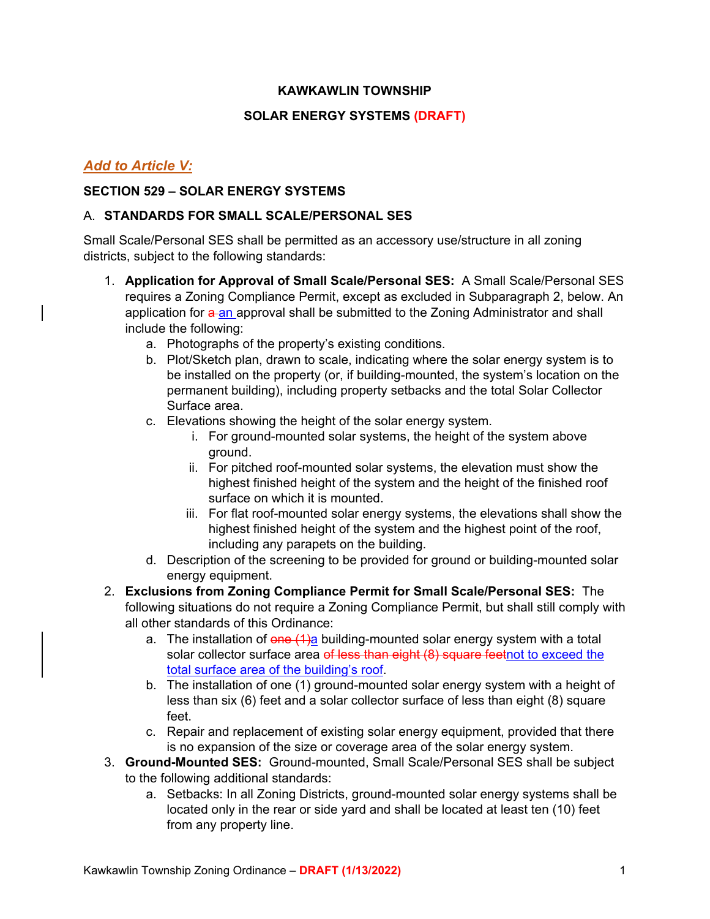**KAWKAWLIN TOWNSHIP**

**SOLAR ENERGY SYSTEMS (DRAFT)**

***Add to Article V:***

**SECTION 529 – SOLAR ENERGY SYSTEMS**

A. **STANDARDS FOR SMALL SCALE/PERSONAL SES**

Small Scale/Personal SES shall be permitted as an accessory use/structure in all zoning districts, subject to the following standards:

1. **Application for Approval of Small Scale/Personal SES:** A Small Scale/Personal SES requires a Zoning Compliance Permit, except as excluded in Subparagraph 2, below. An application for ~~a~~ an approval shall be submitted to the Zoning Administrator and shall include the following:
   a. Photographs of the property's existing conditions.
   b. Plot/Sketch plan, drawn to scale, indicating where the solar energy system is to be installed on the property (or, if building-mounted, the system's location on the permanent building), including property setbacks and the total Solar Collector Surface area.
   c. Elevations showing the height of the solar energy system.
      i. For ground-mounted solar systems, the height of the system above ground.
      ii. For pitched roof-mounted solar systems, the elevation must show the highest finished height of the system and the height of the finished roof surface on which it is mounted.
      iii. For flat roof-mounted solar energy systems, the elevations shall show the highest finished height of the system and the highest point of the roof, including any parapets on the building.
   d. Description of the screening to be provided for ground or building-mounted solar energy equipment.
2. **Exclusions from Zoning Compliance Permit for Small Scale/Personal SES:** The following situations do not require a Zoning Compliance Permit, but shall still comply with all other standards of this Ordinance:
   a. The installation of ~~one (1)~~a building-mounted solar energy system with a total solar collector surface area ~~of less than eight (8) square feet~~not to exceed the total surface area of the building's roof.
   b. The installation of one (1) ground-mounted solar energy system with a height of less than six (6) feet and a solar collector surface of less than eight (8) square feet.
   c. Repair and replacement of existing solar energy equipment, provided that there is no expansion of the size or coverage area of the solar energy system.
3. **Ground-Mounted SES:** Ground-mounted, Small Scale/Personal SES shall be subject to the following additional standards:
   a. Setbacks: In all Zoning Districts, ground-mounted solar energy systems shall be located only in the rear or side yard and shall be located at least ten (10) feet from any property line.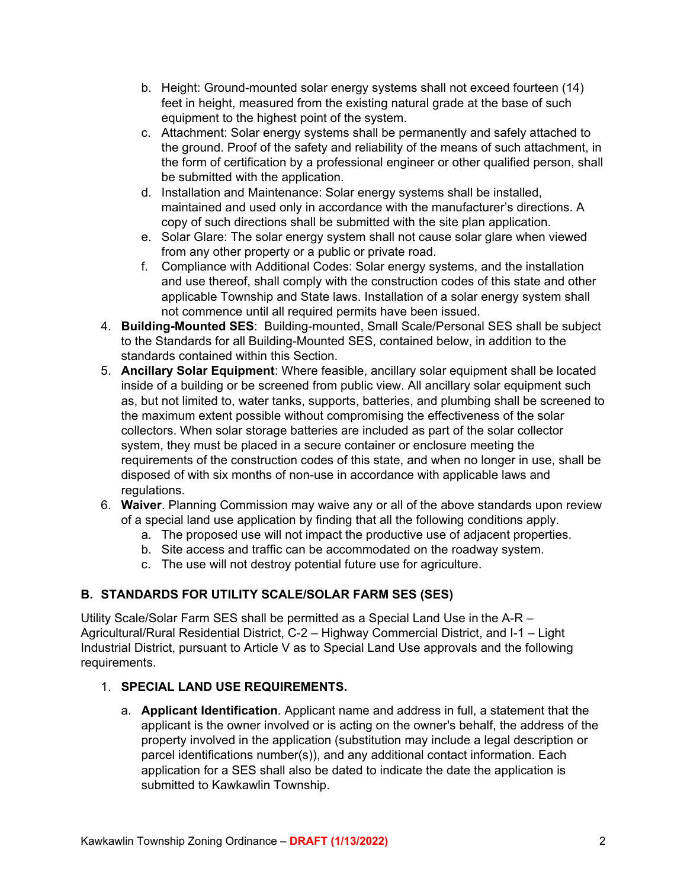b. Height: Ground-mounted solar energy systems shall not exceed fourteen (14) feet in height, measured from the existing natural grade at the base of such equipment to the highest point of the system.
c. Attachment: Solar energy systems shall be permanently and safely attached to the ground. Proof of the safety and reliability of the means of such attachment, in the form of certification by a professional engineer or other qualified person, shall be submitted with the application.
d. Installation and Maintenance: Solar energy systems shall be installed, maintained and used only in accordance with the manufacturer's directions. A copy of such directions shall be submitted with the site plan application.
e. Solar Glare: The solar energy system shall not cause solar glare when viewed from any other property or a public or private road.
f. Compliance with Additional Codes: Solar energy systems, and the installation and use thereof, shall comply with the construction codes of this state and other applicable Township and State laws. Installation of a solar energy system shall not commence until all required permits have been issued.

4. **Building-Mounted SES**: Building-mounted, Small Scale/Personal SES shall be subject to the Standards for all Building-Mounted SES, contained below, in addition to the standards contained within this Section.
5. **Ancillary Solar Equipment**: Where feasible, ancillary solar equipment shall be located inside of a building or be screened from public view. All ancillary solar equipment such as, but not limited to, water tanks, supports, batteries, and plumbing shall be screened to the maximum extent possible without compromising the effectiveness of the solar collectors. When solar storage batteries are included as part of the solar collector system, they must be placed in a secure container or enclosure meeting the requirements of the construction codes of this state, and when no longer in use, shall be disposed of with six months of non-use in accordance with applicable laws and regulations.
6. **Waiver**. Planning Commission may waive any or all of the above standards upon review of a special land use application by finding that all the following conditions apply.
   a. The proposed use will not impact the productive use of adjacent properties.
   b. Site access and traffic can be accommodated on the roadway system.
   c. The use will not destroy potential future use for agriculture.

## B. STANDARDS FOR UTILITY SCALE/SOLAR FARM SES (SES)

Utility Scale/Solar Farm SES shall be permitted as a Special Land Use in the A-R – Agricultural/Rural Residential District, C-2 – Highway Commercial District, and I-1 – Light Industrial District, pursuant to Article V as to Special Land Use approvals and the following requirements.

1. **SPECIAL LAND USE REQUIREMENTS.**
   a. **Applicant Identification**. Applicant name and address in full, a statement that the applicant is the owner involved or is acting on the owner's behalf, the address of the property involved in the application (substitution may include a legal description or parcel identifications number(s)), and any additional contact information. Each application for a SES shall also be dated to indicate the date the application is submitted to Kawkawlin Township.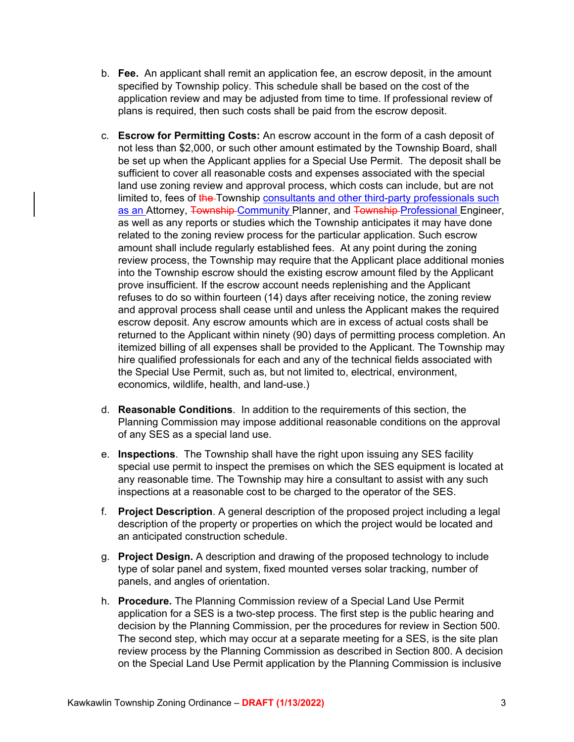b. **Fee.** An applicant shall remit an application fee, an escrow deposit, in the amount specified by Township policy. This schedule shall be based on the cost of the application review and may be adjusted from time to time. If professional review of plans is required, then such costs shall be paid from the escrow deposit.

c. **Escrow for Permitting Costs:** An escrow account in the form of a cash deposit of not less than $2,000, or such other amount estimated by the Township Board, shall be set up when the Applicant applies for a Special Use Permit. The deposit shall be sufficient to cover all reasonable costs and expenses associated with the special land use zoning review and approval process, which costs can include, but are not limited to, fees of ~~the~~ Township consultants and other third-party professionals such as an Attorney, ~~Township~~ Community Planner, and ~~Township~~ Professional Engineer, as well as any reports or studies which the Township anticipates it may have done related to the zoning review process for the particular application. Such escrow amount shall include regularly established fees. At any point during the zoning review process, the Township may require that the Applicant place additional monies into the Township escrow should the existing escrow amount filed by the Applicant prove insufficient. If the escrow account needs replenishing and the Applicant refuses to do so within fourteen (14) days after receiving notice, the zoning review and approval process shall cease until and unless the Applicant makes the required escrow deposit. Any escrow amounts which are in excess of actual costs shall be returned to the Applicant within ninety (90) days of permitting process completion. An itemized billing of all expenses shall be provided to the Applicant. The Township may hire qualified professionals for each and any of the technical fields associated with the Special Use Permit, such as, but not limited to, electrical, environment, economics, wildlife, health, and land-use.)

d. **Reasonable Conditions**. In addition to the requirements of this section, the Planning Commission may impose additional reasonable conditions on the approval of any SES as a special land use.

e. **Inspections**. The Township shall have the right upon issuing any SES facility special use permit to inspect the premises on which the SES equipment is located at any reasonable time. The Township may hire a consultant to assist with any such inspections at a reasonable cost to be charged to the operator of the SES.

f. **Project Description**. A general description of the proposed project including a legal description of the property or properties on which the project would be located and an anticipated construction schedule.

g. **Project Design.** A description and drawing of the proposed technology to include type of solar panel and system, fixed mounted verses solar tracking, number of panels, and angles of orientation.

h. **Procedure.** The Planning Commission review of a Special Land Use Permit application for a SES is a two-step process. The first step is the public hearing and decision by the Planning Commission, per the procedures for review in Section 500. The second step, which may occur at a separate meeting for a SES, is the site plan review process by the Planning Commission as described in Section 800. A decision on the Special Land Use Permit application by the Planning Commission is inclusive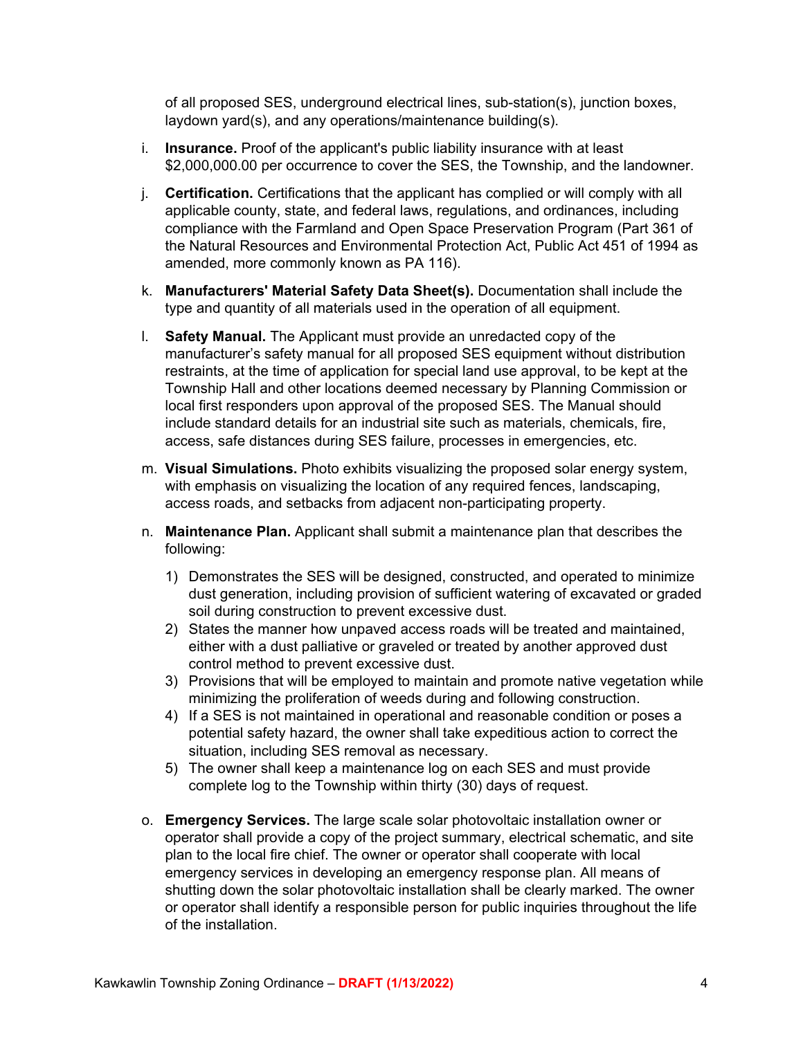of all proposed SES, underground electrical lines, sub-station(s), junction boxes, laydown yard(s), and any operations/maintenance building(s).

i. **Insurance.** Proof of the applicant's public liability insurance with at least $2,000,000.00 per occurrence to cover the SES, the Township, and the landowner.

j. **Certification.** Certifications that the applicant has complied or will comply with all applicable county, state, and federal laws, regulations, and ordinances, including compliance with the Farmland and Open Space Preservation Program (Part 361 of the Natural Resources and Environmental Protection Act, Public Act 451 of 1994 as amended, more commonly known as PA 116).

k. **Manufacturers' Material Safety Data Sheet(s).** Documentation shall include the type and quantity of all materials used in the operation of all equipment.

l. **Safety Manual.** The Applicant must provide an unredacted copy of the manufacturer's safety manual for all proposed SES equipment without distribution restraints, at the time of application for special land use approval, to be kept at the Township Hall and other locations deemed necessary by Planning Commission or local first responders upon approval of the proposed SES. The Manual should include standard details for an industrial site such as materials, chemicals, fire, access, safe distances during SES failure, processes in emergencies, etc.

m. **Visual Simulations.** Photo exhibits visualizing the proposed solar energy system, with emphasis on visualizing the location of any required fences, landscaping, access roads, and setbacks from adjacent non-participating property.

n. **Maintenance Plan.** Applicant shall submit a maintenance plan that describes the following:

   1) Demonstrates the SES will be designed, constructed, and operated to minimize dust generation, including provision of sufficient watering of excavated or graded soil during construction to prevent excessive dust.
   2) States the manner how unpaved access roads will be treated and maintained, either with a dust palliative or graveled or treated by another approved dust control method to prevent excessive dust.
   3) Provisions that will be employed to maintain and promote native vegetation while minimizing the proliferation of weeds during and following construction.
   4) If a SES is not maintained in operational and reasonable condition or poses a potential safety hazard, the owner shall take expeditious action to correct the situation, including SES removal as necessary.
   5) The owner shall keep a maintenance log on each SES and must provide complete log to the Township within thirty (30) days of request.

o. **Emergency Services.** The large scale solar photovoltaic installation owner or operator shall provide a copy of the project summary, electrical schematic, and site plan to the local fire chief. The owner or operator shall cooperate with local emergency services in developing an emergency response plan. All means of shutting down the solar photovoltaic installation shall be clearly marked. The owner or operator shall identify a responsible person for public inquiries throughout the life of the installation.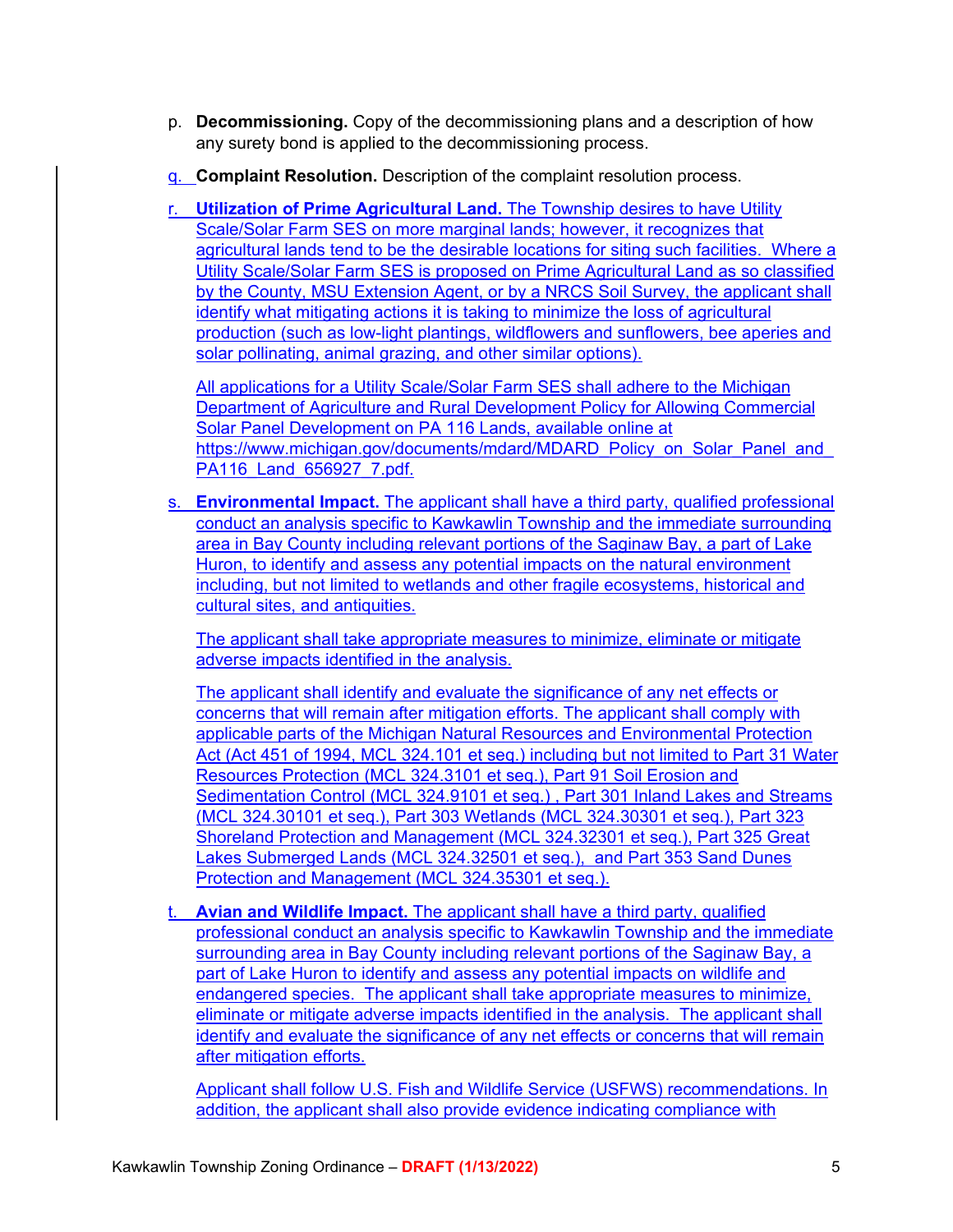p. **Decommissioning.** Copy of the decommissioning plans and a description of how any surety bond is applied to the decommissioning process.

q. **Complaint Resolution.** Description of the complaint resolution process.

r. **Utilization of Prime Agricultural Land.** The Township desires to have Utility Scale/Solar Farm SES on more marginal lands; however, it recognizes that agricultural lands tend to be the desirable locations for siting such facilities. Where a Utility Scale/Solar Farm SES is proposed on Prime Agricultural Land as so classified by the County, MSU Extension Agent, or by a NRCS Soil Survey, the applicant shall identify what mitigating actions it is taking to minimize the loss of agricultural production (such as low-light plantings, wildflowers and sunflowers, bee aperies and solar pollinating, animal grazing, and other similar options).

   All applications for a Utility Scale/Solar Farm SES shall adhere to the Michigan Department of Agriculture and Rural Development Policy for Allowing Commercial Solar Panel Development on PA 116 Lands, available online at https://www.michigan.gov/documents/mdard/MDARD_Policy_on_Solar_Panel_and_PA116_Land_656927_7.pdf.

s. **Environmental Impact.** The applicant shall have a third party, qualified professional conduct an analysis specific to Kawkawlin Township and the immediate surrounding area in Bay County including relevant portions of the Saginaw Bay, a part of Lake Huron, to identify and assess any potential impacts on the natural environment including, but not limited to wetlands and other fragile ecosystems, historical and cultural sites, and antiquities.

   The applicant shall take appropriate measures to minimize, eliminate or mitigate adverse impacts identified in the analysis.

   The applicant shall identify and evaluate the significance of any net effects or concerns that will remain after mitigation efforts. The applicant shall comply with applicable parts of the Michigan Natural Resources and Environmental Protection Act (Act 451 of 1994, MCL 324.101 et seq.) including but not limited to Part 31 Water Resources Protection (MCL 324.3101 et seq.), Part 91 Soil Erosion and Sedimentation Control (MCL 324.9101 et seq.) , Part 301 Inland Lakes and Streams (MCL 324.30101 et seq.), Part 303 Wetlands (MCL 324.30301 et seq.), Part 323 Shoreland Protection and Management (MCL 324.32301 et seq.), Part 325 Great Lakes Submerged Lands (MCL 324.32501 et seq.), and Part 353 Sand Dunes Protection and Management (MCL 324.35301 et seq.).

t. **Avian and Wildlife Impact.** The applicant shall have a third party, qualified professional conduct an analysis specific to Kawkawlin Township and the immediate surrounding area in Bay County including relevant portions of the Saginaw Bay, a part of Lake Huron to identify and assess any potential impacts on wildlife and endangered species. The applicant shall take appropriate measures to minimize, eliminate or mitigate adverse impacts identified in the analysis. The applicant shall identify and evaluate the significance of any net effects or concerns that will remain after mitigation efforts.

   Applicant shall follow U.S. Fish and Wildlife Service (USFWS) recommendations. In addition, the applicant shall also provide evidence indicating compliance with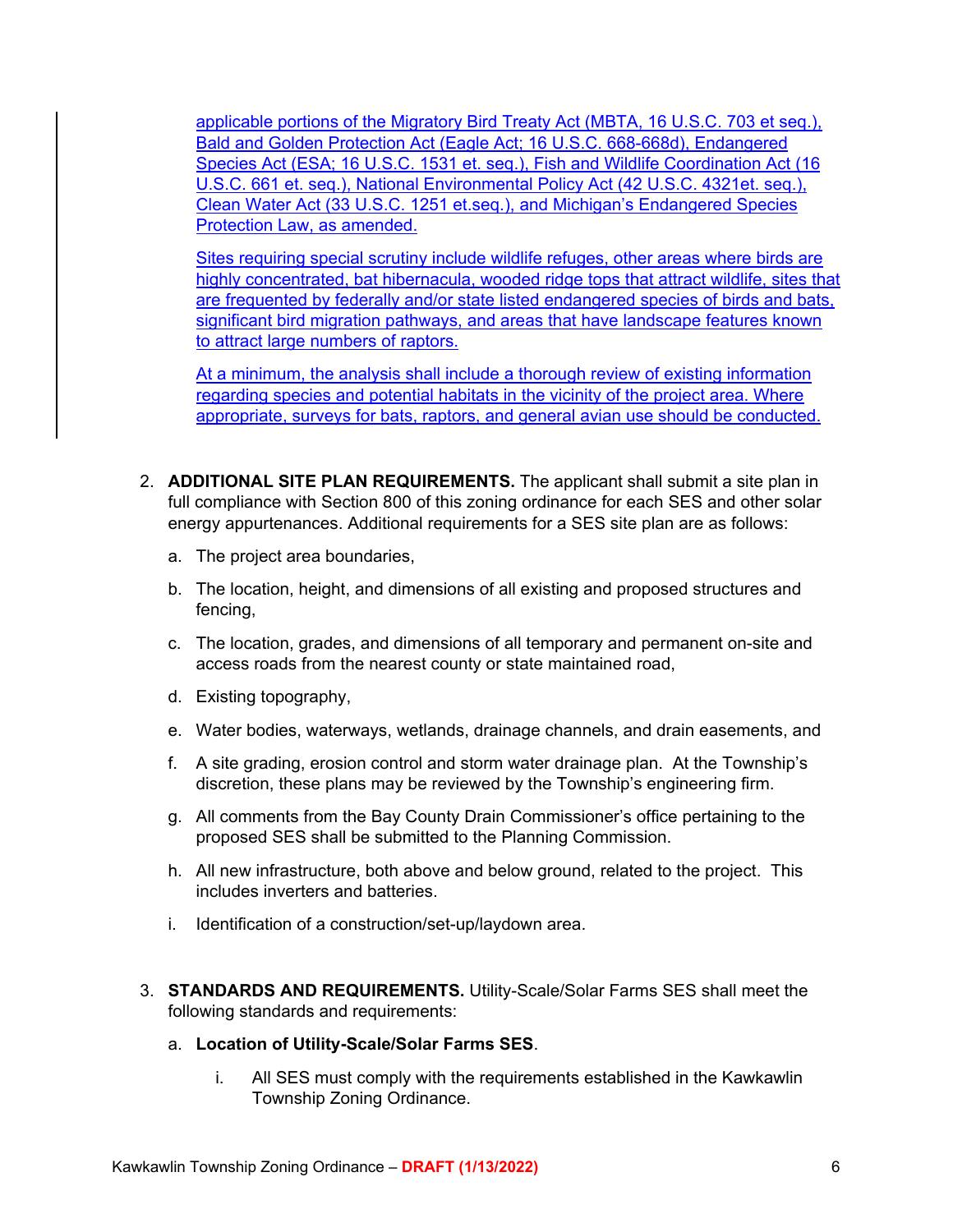applicable portions of the Migratory Bird Treaty Act (MBTA, 16 U.S.C. 703 et seq.), Bald and Golden Protection Act (Eagle Act; 16 U.S.C. 668-668d), Endangered Species Act (ESA; 16 U.S.C. 1531 et. seq.), Fish and Wildlife Coordination Act (16 U.S.C. 661 et. seq.), National Environmental Policy Act (42 U.S.C. 4321et. seq.), Clean Water Act (33 U.S.C. 1251 et.seq.), and Michigan's Endangered Species Protection Law, as amended.

Sites requiring special scrutiny include wildlife refuges, other areas where birds are highly concentrated, bat hibernacula, wooded ridge tops that attract wildlife, sites that are frequented by federally and/or state listed endangered species of birds and bats, significant bird migration pathways, and areas that have landscape features known to attract large numbers of raptors.

At a minimum, the analysis shall include a thorough review of existing information regarding species and potential habitats in the vicinity of the project area. Where appropriate, surveys for bats, raptors, and general avian use should be conducted.

2. **ADDITIONAL SITE PLAN REQUIREMENTS.** The applicant shall submit a site plan in full compliance with Section 800 of this zoning ordinance for each SES and other solar energy appurtenances. Additional requirements for a SES site plan are as follows:

   a. The project area boundaries,

   b. The location, height, and dimensions of all existing and proposed structures and fencing,

   c. The location, grades, and dimensions of all temporary and permanent on-site and access roads from the nearest county or state maintained road,

   d. Existing topography,

   e. Water bodies, waterways, wetlands, drainage channels, and drain easements, and

   f. A site grading, erosion control and storm water drainage plan. At the Township's discretion, these plans may be reviewed by the Township's engineering firm.

   g. All comments from the Bay County Drain Commissioner's office pertaining to the proposed SES shall be submitted to the Planning Commission.

   h. All new infrastructure, both above and below ground, related to the project. This includes inverters and batteries.

   i. Identification of a construction/set-up/laydown area.

3. **STANDARDS AND REQUIREMENTS.** Utility-Scale/Solar Farms SES shall meet the following standards and requirements:

   a. **Location of Utility-Scale/Solar Farms SES**.

      i. All SES must comply with the requirements established in the Kawkawlin Township Zoning Ordinance.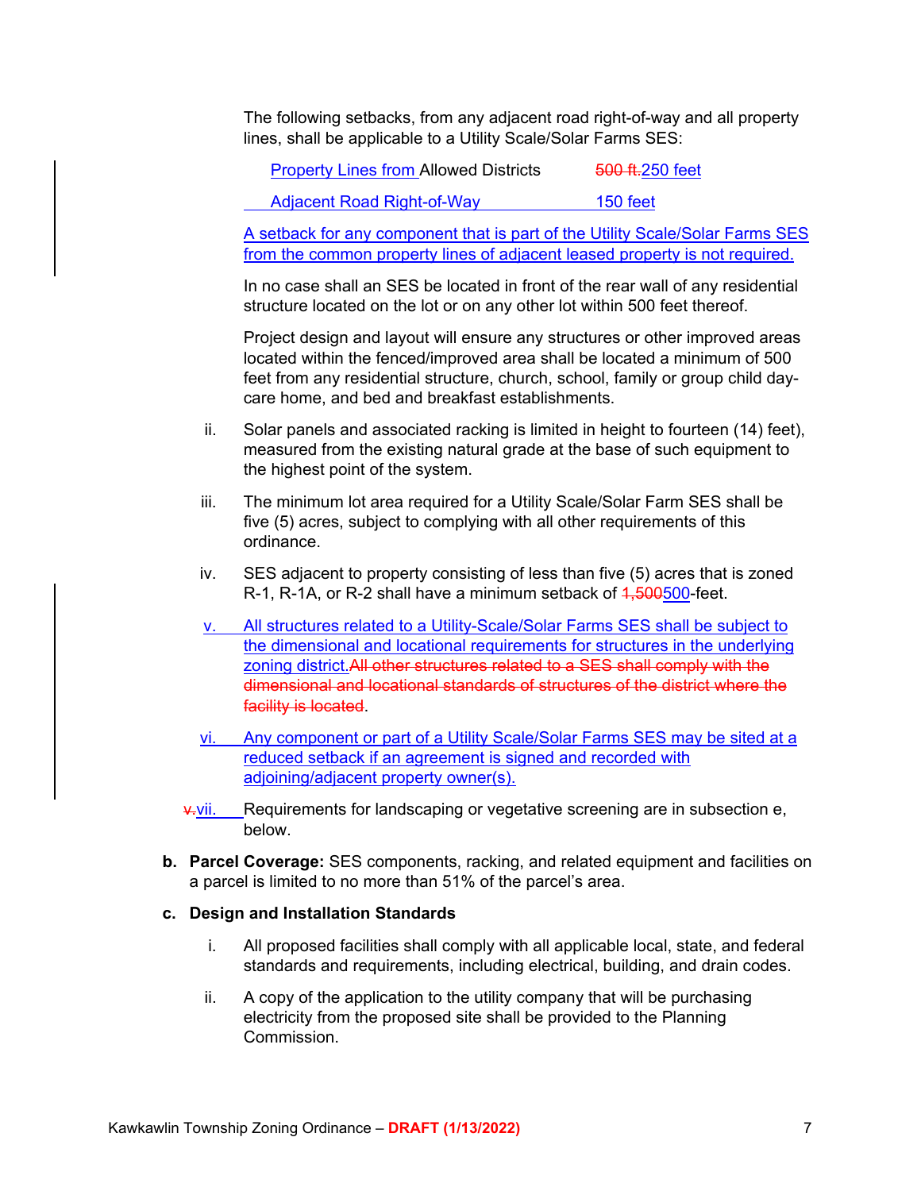The following setbacks, from any adjacent road right-of-way and all property lines, shall be applicable to a Utility Scale/Solar Farms SES:

| | |
|---|---|
| Property Lines from Allowed Districts | ~~500 ft.~~250 feet |
| Adjacent Road Right-of-Way | 150 feet |

A setback for any component that is part of the Utility Scale/Solar Farms SES from the common property lines of adjacent leased property is not required.

In no case shall an SES be located in front of the rear wall of any residential structure located on the lot or on any other lot within 500 feet thereof.

Project design and layout will ensure any structures or other improved areas located within the fenced/improved area shall be located a minimum of 500 feet from any residential structure, church, school, family or group child day-care home, and bed and breakfast establishments.

ii. Solar panels and associated racking is limited in height to fourteen (14) feet), measured from the existing natural grade at the base of such equipment to the highest point of the system.

iii. The minimum lot area required for a Utility Scale/Solar Farm SES shall be five (5) acres, subject to complying with all other requirements of this ordinance.

iv. SES adjacent to property consisting of less than five (5) acres that is zoned R-1, R-1A, or R-2 shall have a minimum setback of ~~1,500~~500-feet.

v. All structures related to a Utility-Scale/Solar Farms SES shall be subject to the dimensional and locational requirements for structures in the underlying zoning district.~~All other structures related to a SES shall comply with the dimensional and locational standards of structures of the district where the facility is located~~.

vi. Any component or part of a Utility Scale/Solar Farms SES may be sited at a reduced setback if an agreement is signed and recorded with adjoining/adjacent property owner(s).

~~v.~~vii. Requirements for landscaping or vegetative screening are in subsection e, below.

**b. Parcel Coverage:** SES components, racking, and related equipment and facilities on a parcel is limited to no more than 51% of the parcel's area.

**c. Design and Installation Standards**

i. All proposed facilities shall comply with all applicable local, state, and federal standards and requirements, including electrical, building, and drain codes.

ii. A copy of the application to the utility company that will be purchasing electricity from the proposed site shall be provided to the Planning Commission.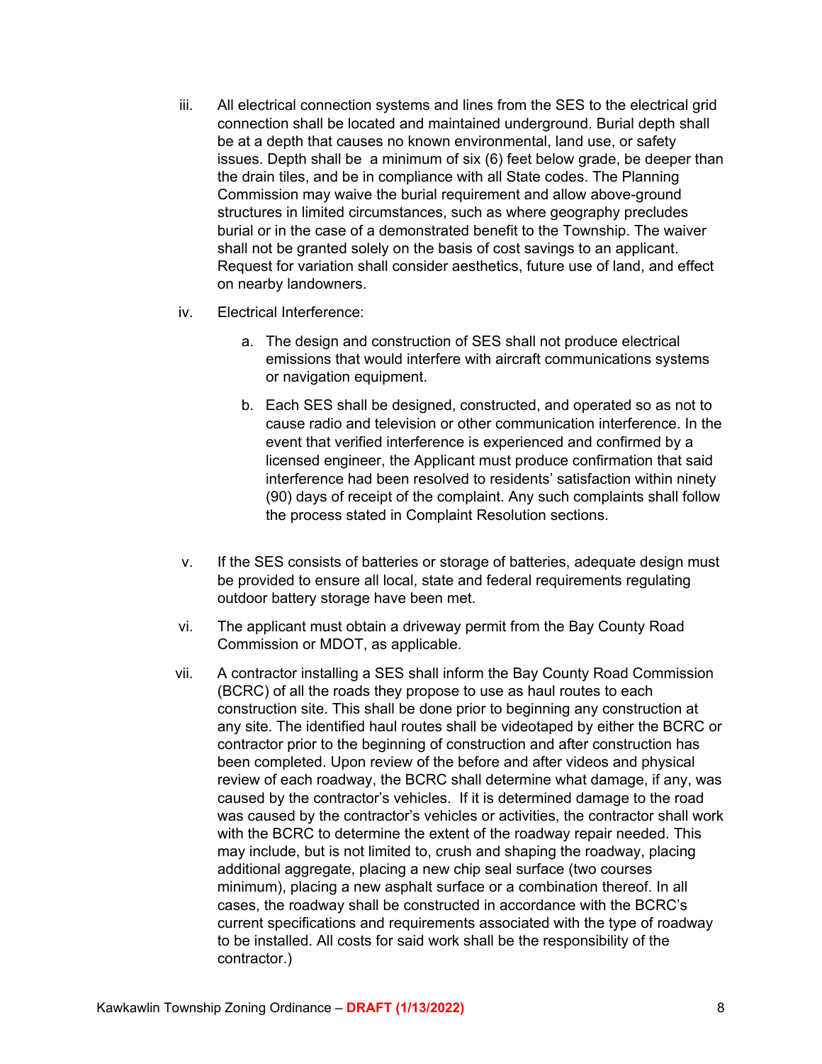iii. All electrical connection systems and lines from the SES to the electrical grid connection shall be located and maintained underground. Burial depth shall be at a depth that causes no known environmental, land use, or safety issues. Depth shall be a minimum of six (6) feet below grade, be deeper than the drain tiles, and be in compliance with all State codes. The Planning Commission may waive the burial requirement and allow above-ground structures in limited circumstances, such as where geography precludes burial or in the case of a demonstrated benefit to the Township. The waiver shall not be granted solely on the basis of cost savings to an applicant. Request for variation shall consider aesthetics, future use of land, and effect on nearby landowners.

iv. Electrical Interference:

   a. The design and construction of SES shall not produce electrical emissions that would interfere with aircraft communications systems or navigation equipment.

   b. Each SES shall be designed, constructed, and operated so as not to cause radio and television or other communication interference. In the event that verified interference is experienced and confirmed by a licensed engineer, the Applicant must produce confirmation that said interference had been resolved to residents' satisfaction within ninety (90) days of receipt of the complaint. Any such complaints shall follow the process stated in Complaint Resolution sections.

v. If the SES consists of batteries or storage of batteries, adequate design must be provided to ensure all local, state and federal requirements regulating outdoor battery storage have been met.

vi. The applicant must obtain a driveway permit from the Bay County Road Commission or MDOT, as applicable.

vii. A contractor installing a SES shall inform the Bay County Road Commission (BCRC) of all the roads they propose to use as haul routes to each construction site. This shall be done prior to beginning any construction at any site. The identified haul routes shall be videotaped by either the BCRC or contractor prior to the beginning of construction and after construction has been completed. Upon review of the before and after videos and physical review of each roadway, the BCRC shall determine what damage, if any, was caused by the contractor's vehicles. If it is determined damage to the road was caused by the contractor's vehicles or activities, the contractor shall work with the BCRC to determine the extent of the roadway repair needed. This may include, but is not limited to, crush and shaping the roadway, placing additional aggregate, placing a new chip seal surface (two courses minimum), placing a new asphalt surface or a combination thereof. In all cases, the roadway shall be constructed in accordance with the BCRC's current specifications and requirements associated with the type of roadway to be installed. All costs for said work shall be the responsibility of the contractor.)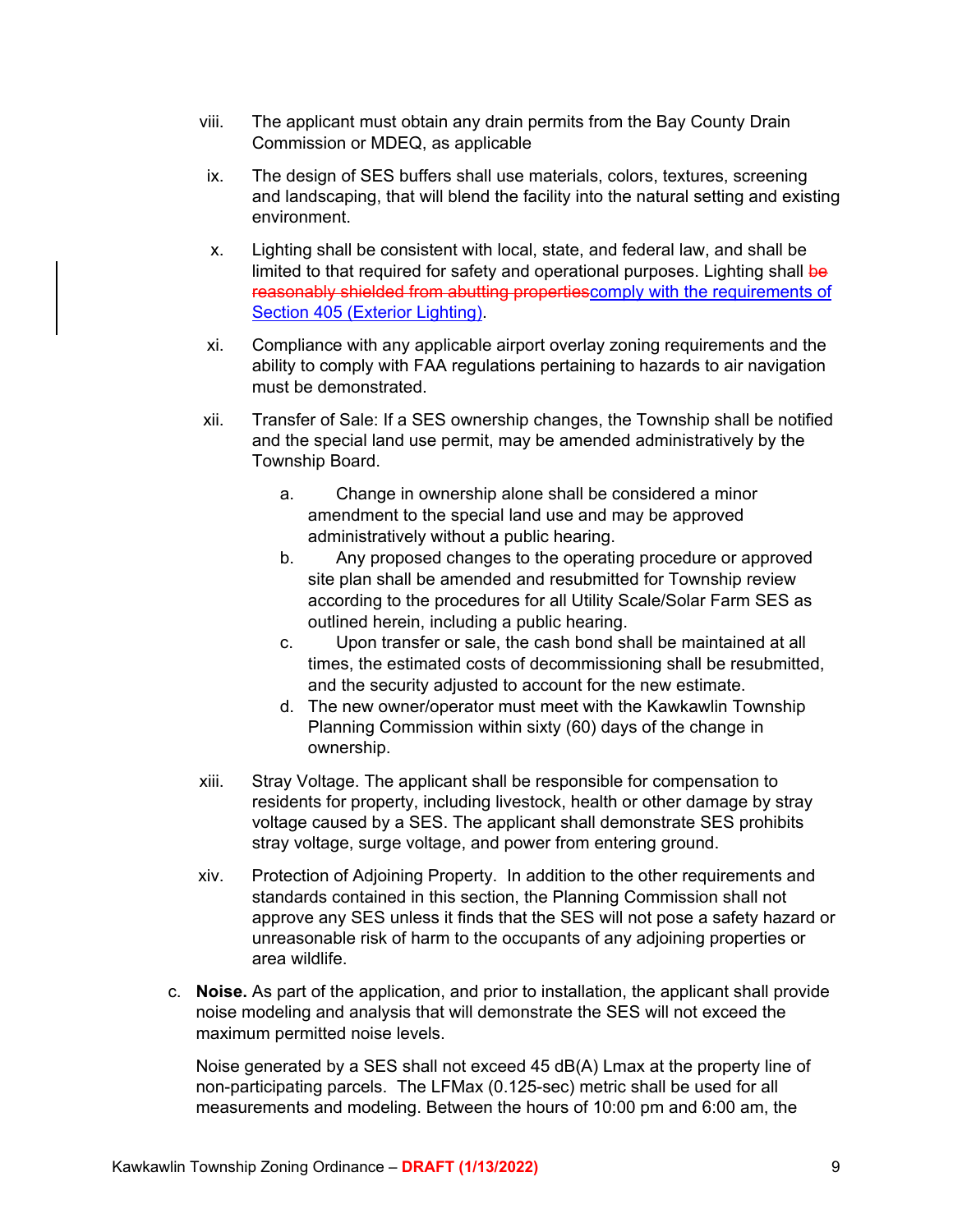viii. The applicant must obtain any drain permits from the Bay County Drain Commission or MDEQ, as applicable

ix. The design of SES buffers shall use materials, colors, textures, screening and landscaping, that will blend the facility into the natural setting and existing environment.

x. Lighting shall be consistent with local, state, and federal law, and shall be limited to that required for safety and operational purposes. Lighting shall ~~be reasonably shielded from abutting properties~~comply with the requirements of Section 405 (Exterior Lighting).

xi. Compliance with any applicable airport overlay zoning requirements and the ability to comply with FAA regulations pertaining to hazards to air navigation must be demonstrated.

xii. Transfer of Sale: If a SES ownership changes, the Township shall be notified and the special land use permit, may be amended administratively by the Township Board.

   a. Change in ownership alone shall be considered a minor amendment to the special land use and may be approved administratively without a public hearing.
   b. Any proposed changes to the operating procedure or approved site plan shall be amended and resubmitted for Township review according to the procedures for all Utility Scale/Solar Farm SES as outlined herein, including a public hearing.
   c. Upon transfer or sale, the cash bond shall be maintained at all times, the estimated costs of decommissioning shall be resubmitted, and the security adjusted to account for the new estimate.
   d. The new owner/operator must meet with the Kawkawlin Township Planning Commission within sixty (60) days of the change in ownership.

xiii. Stray Voltage. The applicant shall be responsible for compensation to residents for property, including livestock, health or other damage by stray voltage caused by a SES. The applicant shall demonstrate SES prohibits stray voltage, surge voltage, and power from entering ground.

xiv. Protection of Adjoining Property. In addition to the other requirements and standards contained in this section, the Planning Commission shall not approve any SES unless it finds that the SES will not pose a safety hazard or unreasonable risk of harm to the occupants of any adjoining properties or area wildlife.

c. **Noise.** As part of the application, and prior to installation, the applicant shall provide noise modeling and analysis that will demonstrate the SES will not exceed the maximum permitted noise levels.

   Noise generated by a SES shall not exceed 45 dB(A) Lmax at the property line of non-participating parcels. The LFMax (0.125-sec) metric shall be used for all measurements and modeling. Between the hours of 10:00 pm and 6:00 am, the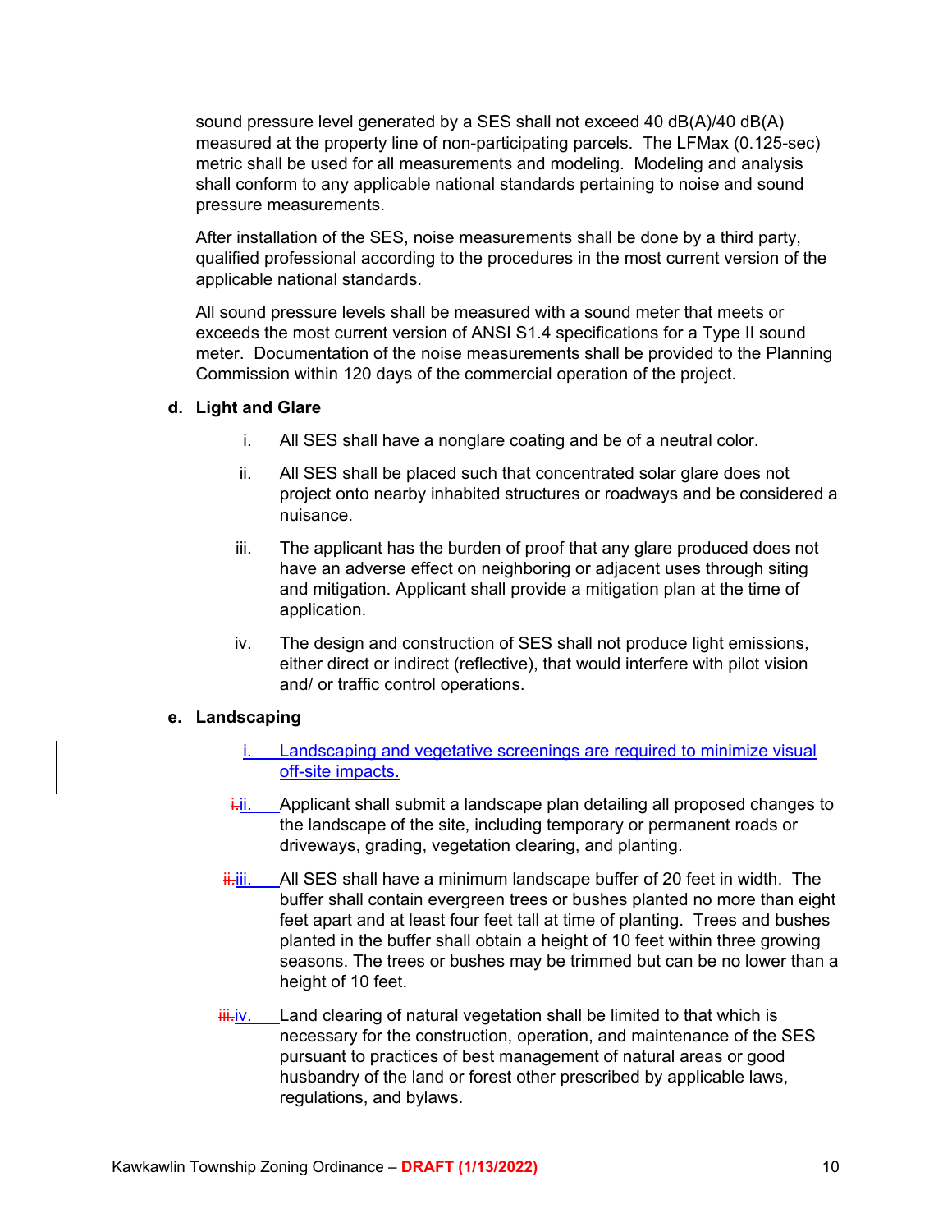sound pressure level generated by a SES shall not exceed 40 dB(A)/40 dB(A) measured at the property line of non-participating parcels. The LFMax (0.125-sec) metric shall be used for all measurements and modeling. Modeling and analysis shall conform to any applicable national standards pertaining to noise and sound pressure measurements.

After installation of the SES, noise measurements shall be done by a third party, qualified professional according to the procedures in the most current version of the applicable national standards.

All sound pressure levels shall be measured with a sound meter that meets or exceeds the most current version of ANSI S1.4 specifications for a Type II sound meter. Documentation of the noise measurements shall be provided to the Planning Commission within 120 days of the commercial operation of the project.

**d. Light and Glare**

i. All SES shall have a nonglare coating and be of a neutral color.

ii. All SES shall be placed such that concentrated solar glare does not project onto nearby inhabited structures or roadways and be considered a nuisance.

iii. The applicant has the burden of proof that any glare produced does not have an adverse effect on neighboring or adjacent uses through siting and mitigation. Applicant shall provide a mitigation plan at the time of application.

iv. The design and construction of SES shall not produce light emissions, either direct or indirect (reflective), that would interfere with pilot vision and/ or traffic control operations.

**e. Landscaping**

i. Landscaping and vegetative screenings are required to minimize visual off-site impacts.

~~i.~~ ii. Applicant shall submit a landscape plan detailing all proposed changes to the landscape of the site, including temporary or permanent roads or driveways, grading, vegetation clearing, and planting.

~~ii.~~ iii. All SES shall have a minimum landscape buffer of 20 feet in width. The buffer shall contain evergreen trees or bushes planted no more than eight feet apart and at least four feet tall at time of planting. Trees and bushes planted in the buffer shall obtain a height of 10 feet within three growing seasons. The trees or bushes may be trimmed but can be no lower than a height of 10 feet.

~~iii.~~ iv. Land clearing of natural vegetation shall be limited to that which is necessary for the construction, operation, and maintenance of the SES pursuant to practices of best management of natural areas or good husbandry of the land or forest other prescribed by applicable laws, regulations, and bylaws.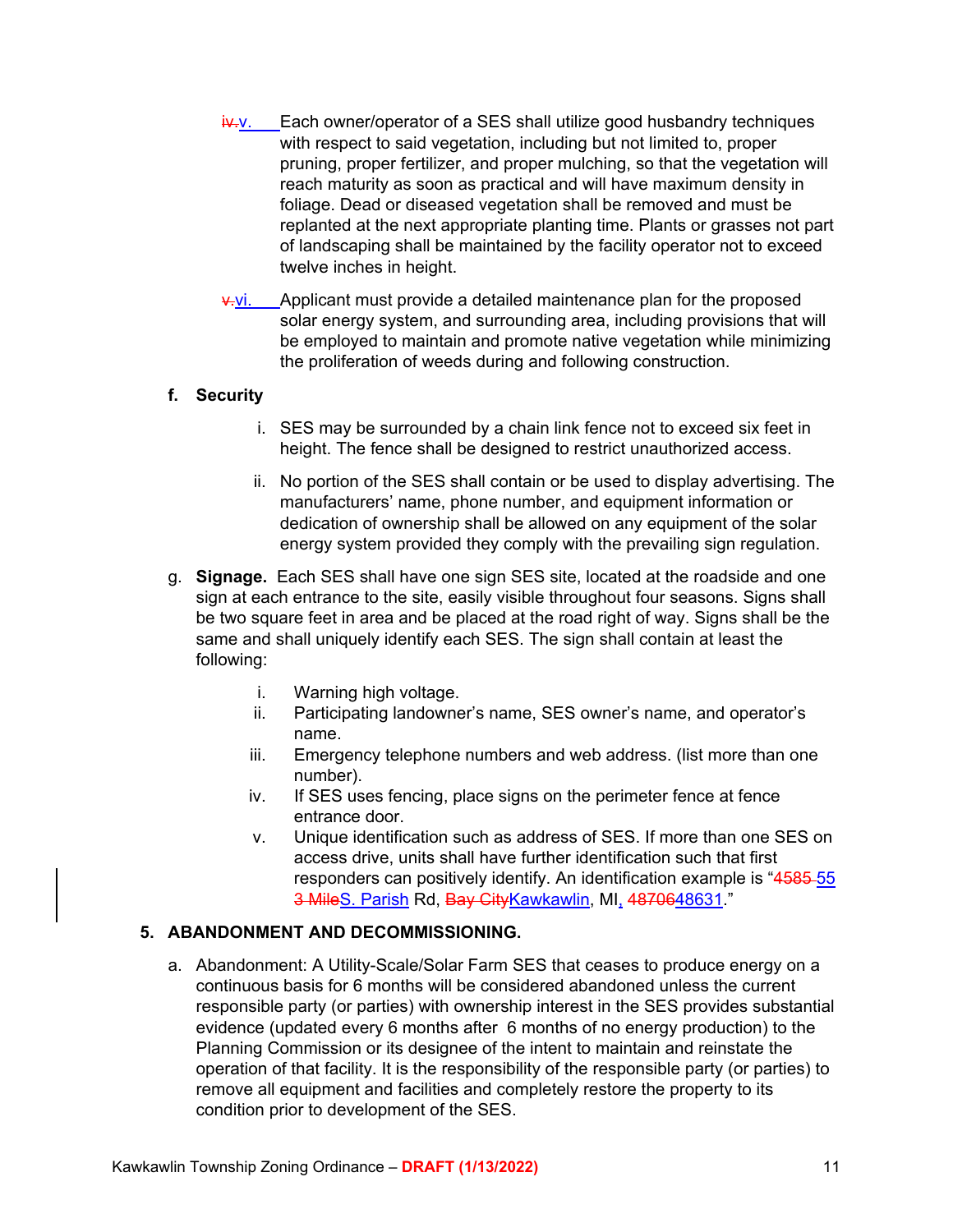~~iv.~~v. Each owner/operator of a SES shall utilize good husbandry techniques with respect to said vegetation, including but not limited to, proper pruning, proper fertilizer, and proper mulching, so that the vegetation will reach maturity as soon as practical and will have maximum density in foliage. Dead or diseased vegetation shall be removed and must be replanted at the next appropriate planting time. Plants or grasses not part of landscaping shall be maintained by the facility operator not to exceed twelve inches in height.

~~v.~~vi. Applicant must provide a detailed maintenance plan for the proposed solar energy system, and surrounding area, including provisions that will be employed to maintain and promote native vegetation while minimizing the proliferation of weeds during and following construction.

**f. Security**

i. SES may be surrounded by a chain link fence not to exceed six feet in height. The fence shall be designed to restrict unauthorized access.

ii. No portion of the SES shall contain or be used to display advertising. The manufacturers' name, phone number, and equipment information or dedication of ownership shall be allowed on any equipment of the solar energy system provided they comply with the prevailing sign regulation.

g. **Signage.** Each SES shall have one sign SES site, located at the roadside and one sign at each entrance to the site, easily visible throughout four seasons. Signs shall be two square feet in area and be placed at the road right of way. Signs shall be the same and shall uniquely identify each SES. The sign shall contain at least the following:

i. Warning high voltage.
ii. Participating landowner's name, SES owner's name, and operator's name.
iii. Emergency telephone numbers and web address. (list more than one number).
iv. If SES uses fencing, place signs on the perimeter fence at fence entrance door.
v. Unique identification such as address of SES. If more than one SES on access drive, units shall have further identification such that first responders can positively identify. An identification example is "~~4585~~ 55 ~~3 Mile~~S. Parish Rd, ~~Bay City~~Kawkawlin, MI, ~~48706~~48631."

**5. ABANDONMENT AND DECOMMISSIONING.**

a. Abandonment: A Utility-Scale/Solar Farm SES that ceases to produce energy on a continuous basis for 6 months will be considered abandoned unless the current responsible party (or parties) with ownership interest in the SES provides substantial evidence (updated every 6 months after 6 months of no energy production) to the Planning Commission or its designee of the intent to maintain and reinstate the operation of that facility. It is the responsibility of the responsible party (or parties) to remove all equipment and facilities and completely restore the property to its condition prior to development of the SES.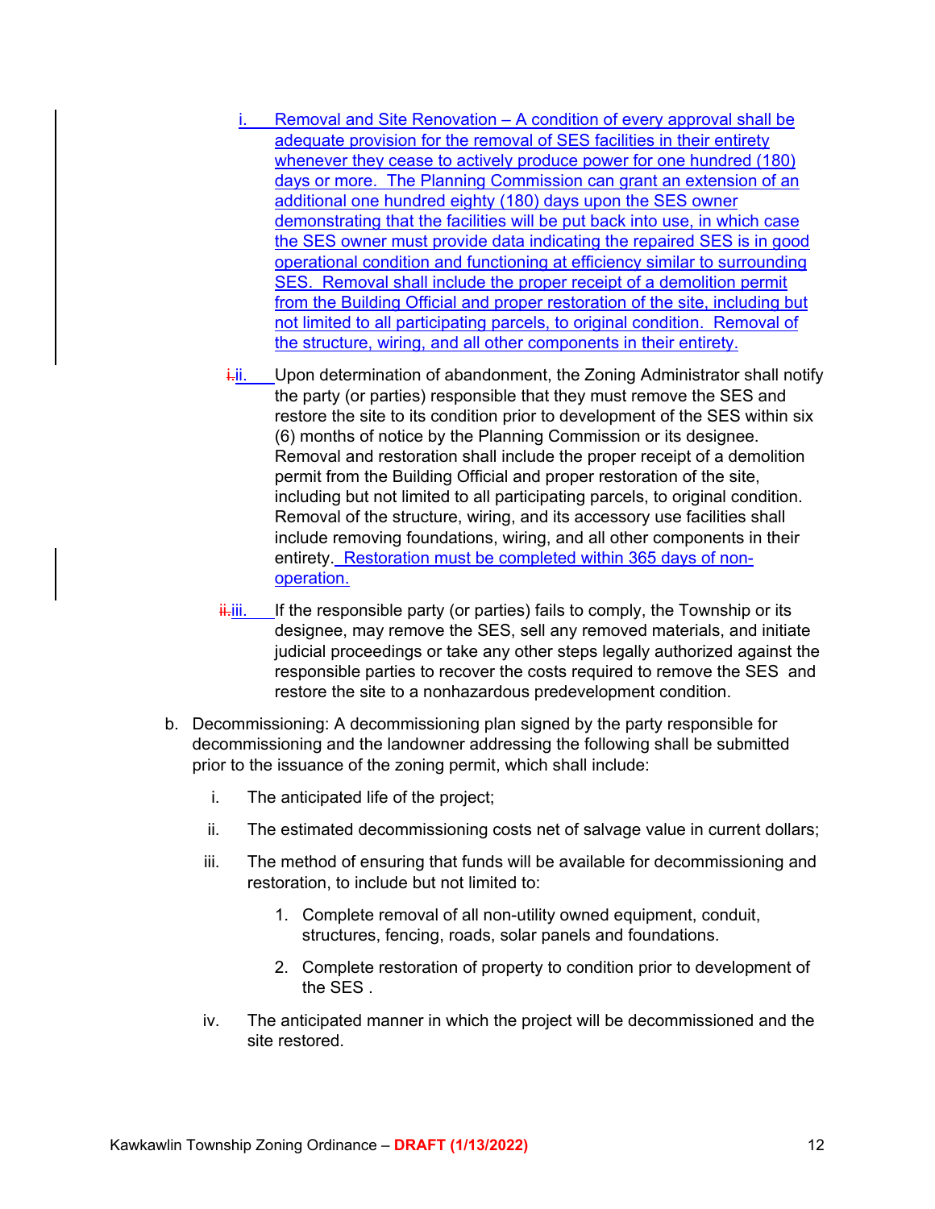i. Removal and Site Renovation – A condition of every approval shall be adequate provision for the removal of SES facilities in their entirety whenever they cease to actively produce power for one hundred (180) days or more. The Planning Commission can grant an extension of an additional one hundred eighty (180) days upon the SES owner demonstrating that the facilities will be put back into use, in which case the SES owner must provide data indicating the repaired SES is in good operational condition and functioning at efficiency similar to surrounding SES. Removal shall include the proper receipt of a demolition permit from the Building Official and proper restoration of the site, including but not limited to all participating parcels, to original condition. Removal of the structure, wiring, and all other components in their entirety.

ii. Upon determination of abandonment, the Zoning Administrator shall notify the party (or parties) responsible that they must remove the SES and restore the site to its condition prior to development of the SES within six (6) months of notice by the Planning Commission or its designee. Removal and restoration shall include the proper receipt of a demolition permit from the Building Official and proper restoration of the site, including but not limited to all participating parcels, to original condition. Removal of the structure, wiring, and its accessory use facilities shall include removing foundations, wiring, and all other components in their entirety. Restoration must be completed within 365 days of non-operation.

iii. If the responsible party (or parties) fails to comply, the Township or its designee, may remove the SES, sell any removed materials, and initiate judicial proceedings or take any other steps legally authorized against the responsible parties to recover the costs required to remove the SES and restore the site to a nonhazardous predevelopment condition.

b. Decommissioning: A decommissioning plan signed by the party responsible for decommissioning and the landowner addressing the following shall be submitted prior to the issuance of the zoning permit, which shall include:

   i. The anticipated life of the project;

   ii. The estimated decommissioning costs net of salvage value in current dollars;

   iii. The method of ensuring that funds will be available for decommissioning and restoration, to include but not limited to:

      1. Complete removal of all non-utility owned equipment, conduit, structures, fencing, roads, solar panels and foundations.

      2. Complete restoration of property to condition prior to development of the SES .

   iv. The anticipated manner in which the project will be decommissioned and the site restored.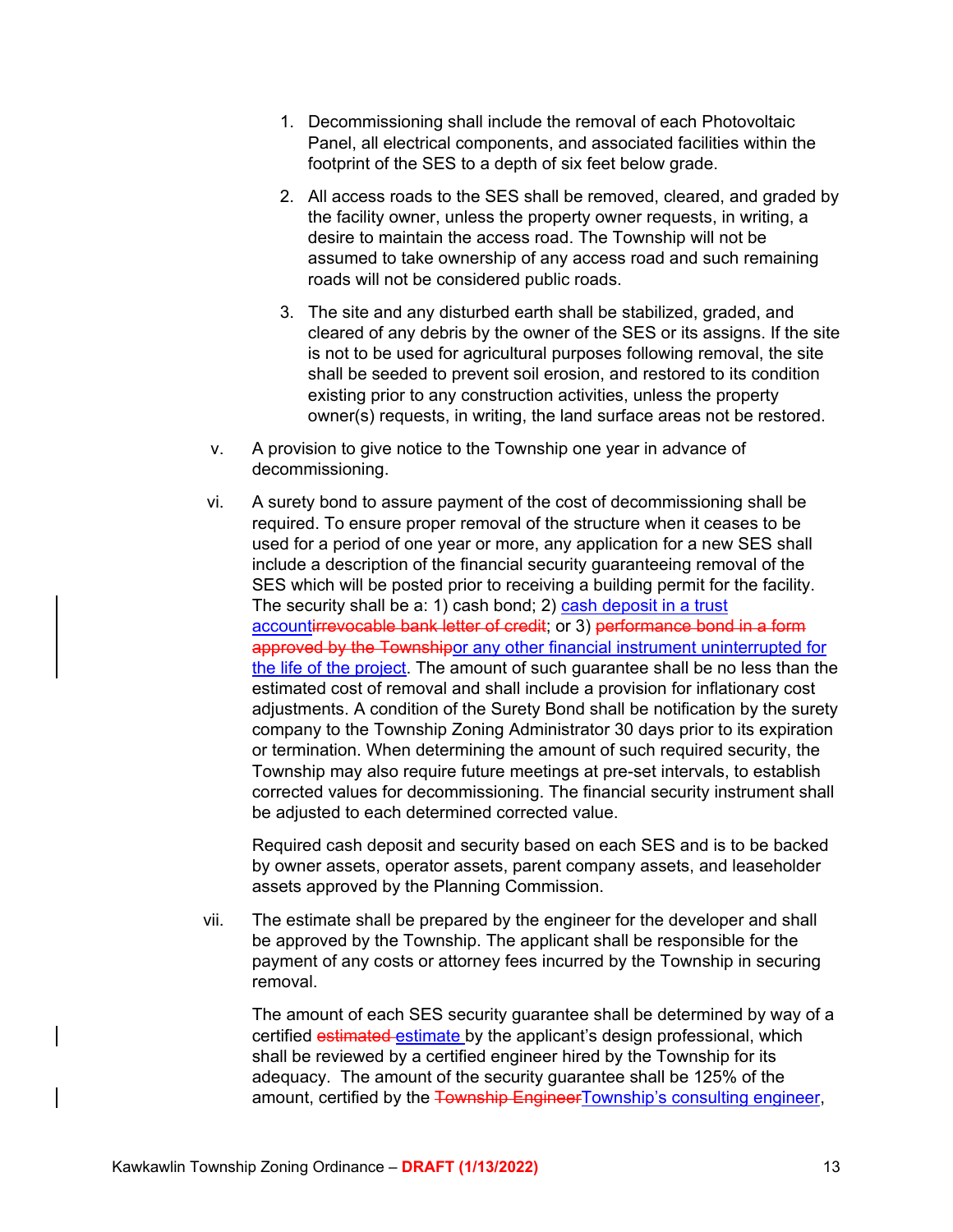1. Decommissioning shall include the removal of each Photovoltaic Panel, all electrical components, and associated facilities within the footprint of the SES to a depth of six feet below grade.

2. All access roads to the SES shall be removed, cleared, and graded by the facility owner, unless the property owner requests, in writing, a desire to maintain the access road. The Township will not be assumed to take ownership of any access road and such remaining roads will not be considered public roads.

3. The site and any disturbed earth shall be stabilized, graded, and cleared of any debris by the owner of the SES or its assigns. If the site is not to be used for agricultural purposes following removal, the site shall be seeded to prevent soil erosion, and restored to its condition existing prior to any construction activities, unless the property owner(s) requests, in writing, the land surface areas not be restored.

v. A provision to give notice to the Township one year in advance of decommissioning.

vi. A surety bond to assure payment of the cost of decommissioning shall be required. To ensure proper removal of the structure when it ceases to be used for a period of one year or more, any application for a new SES shall include a description of the financial security guaranteeing removal of the SES which will be posted prior to receiving a building permit for the facility. The security shall be a: 1) cash bond; 2) cash deposit in a trust account~~irrevocable bank letter of credit~~; or 3) ~~performance bond in a form approved by the Township~~or any other financial instrument uninterrupted for the life of the project. The amount of such guarantee shall be no less than the estimated cost of removal and shall include a provision for inflationary cost adjustments. A condition of the Surety Bond shall be notification by the surety company to the Township Zoning Administrator 30 days prior to its expiration or termination. When determining the amount of such required security, the Township may also require future meetings at pre-set intervals, to establish corrected values for decommissioning. The financial security instrument shall be adjusted to each determined corrected value.

   Required cash deposit and security based on each SES and is to be backed by owner assets, operator assets, parent company assets, and leaseholder assets approved by the Planning Commission.

vii. The estimate shall be prepared by the engineer for the developer and shall be approved by the Township. The applicant shall be responsible for the payment of any costs or attorney fees incurred by the Township in securing removal.

   The amount of each SES security guarantee shall be determined by way of a certified ~~estimated~~ estimate by the applicant's design professional, which shall be reviewed by a certified engineer hired by the Township for its adequacy. The amount of the security guarantee shall be 125% of the amount, certified by the ~~Township Engineer~~Township's consulting engineer,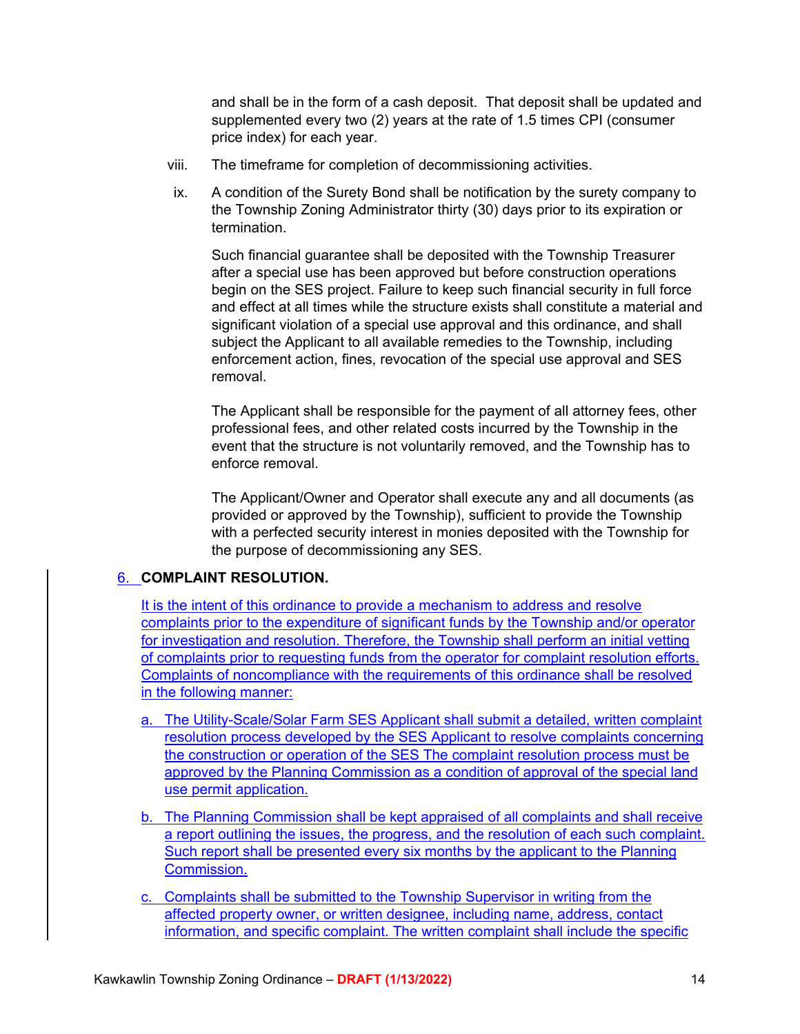and shall be in the form of a cash deposit. That deposit shall be updated and supplemented every two (2) years at the rate of 1.5 times CPI (consumer price index) for each year.

viii. The timeframe for completion of decommissioning activities.

ix. A condition of the Surety Bond shall be notification by the surety company to the Township Zoning Administrator thirty (30) days prior to its expiration or termination.

Such financial guarantee shall be deposited with the Township Treasurer after a special use has been approved but before construction operations begin on the SES project. Failure to keep such financial security in full force and effect at all times while the structure exists shall constitute a material and significant violation of a special use approval and this ordinance, and shall subject the Applicant to all available remedies to the Township, including enforcement action, fines, revocation of the special use approval and SES removal.

The Applicant shall be responsible for the payment of all attorney fees, other professional fees, and other related costs incurred by the Township in the event that the structure is not voluntarily removed, and the Township has to enforce removal.

The Applicant/Owner and Operator shall execute any and all documents (as provided or approved by the Township), sufficient to provide the Township with a perfected security interest in monies deposited with the Township for the purpose of decommissioning any SES.

6. **COMPLAINT RESOLUTION.**

It is the intent of this ordinance to provide a mechanism to address and resolve complaints prior to the expenditure of significant funds by the Township and/or operator for investigation and resolution. Therefore, the Township shall perform an initial vetting of complaints prior to requesting funds from the operator for complaint resolution efforts. Complaints of noncompliance with the requirements of this ordinance shall be resolved in the following manner:

a. The Utility-Scale/Solar Farm SES Applicant shall submit a detailed, written complaint resolution process developed by the SES Applicant to resolve complaints concerning the construction or operation of the SES The complaint resolution process must be approved by the Planning Commission as a condition of approval of the special land use permit application.

b. The Planning Commission shall be kept appraised of all complaints and shall receive a report outlining the issues, the progress, and the resolution of each such complaint. Such report shall be presented every six months by the applicant to the Planning Commission.

c. Complaints shall be submitted to the Township Supervisor in writing from the affected property owner, or written designee, including name, address, contact information, and specific complaint. The written complaint shall include the specific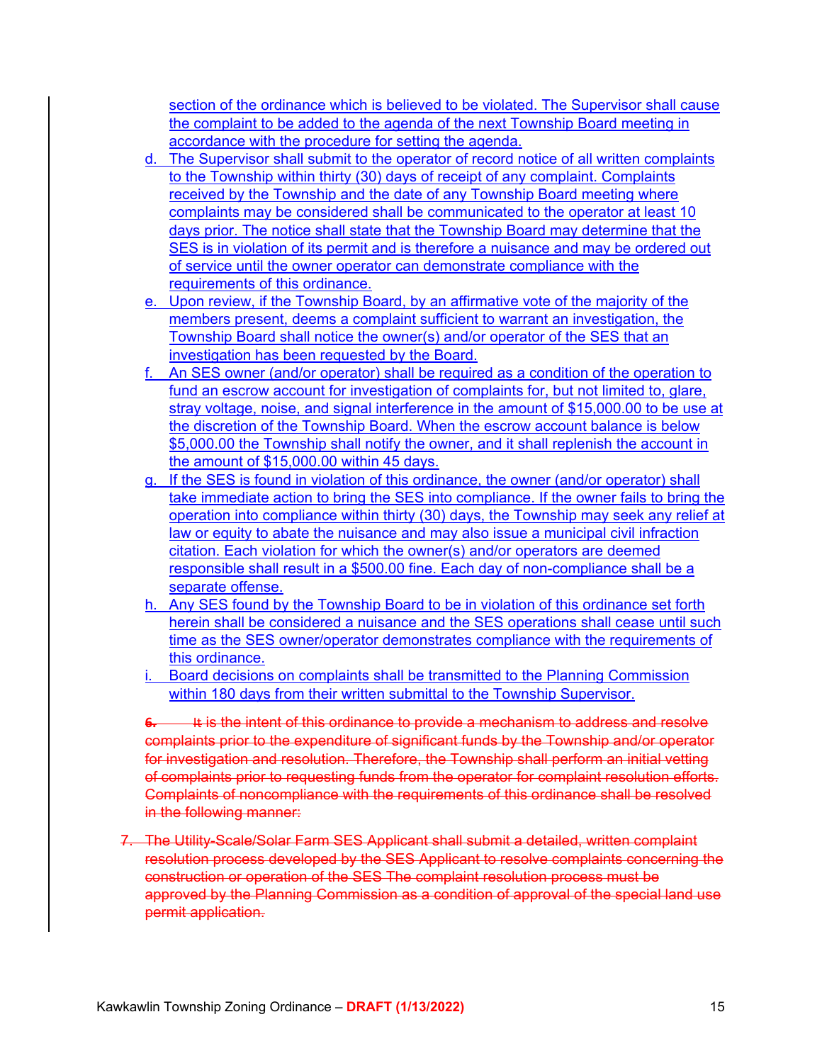section of the ordinance which is believed to be violated. The Supervisor shall cause the complaint to be added to the agenda of the next Township Board meeting in accordance with the procedure for setting the agenda.

d. The Supervisor shall submit to the operator of record notice of all written complaints to the Township within thirty (30) days of receipt of any complaint. Complaints received by the Township and the date of any Township Board meeting where complaints may be considered shall be communicated to the operator at least 10 days prior. The notice shall state that the Township Board may determine that the SES is in violation of its permit and is therefore a nuisance and may be ordered out of service until the owner operator can demonstrate compliance with the requirements of this ordinance.

e. Upon review, if the Township Board, by an affirmative vote of the majority of the members present, deems a complaint sufficient to warrant an investigation, the Township Board shall notice the owner(s) and/or operator of the SES that an investigation has been requested by the Board.

f. An SES owner (and/or operator) shall be required as a condition of the operation to fund an escrow account for investigation of complaints for, but not limited to, glare, stray voltage, noise, and signal interference in the amount of $15,000.00 to be use at the discretion of the Township Board. When the escrow account balance is below $5,000.00 the Township shall notify the owner, and it shall replenish the account in the amount of $15,000.00 within 45 days.

g. If the SES is found in violation of this ordinance, the owner (and/or operator) shall take immediate action to bring the SES into compliance. If the owner fails to bring the operation into compliance within thirty (30) days, the Township may seek any relief at law or equity to abate the nuisance and may also issue a municipal civil infraction citation. Each violation for which the owner(s) and/or operators are deemed responsible shall result in a $500.00 fine. Each day of non-compliance shall be a separate offense.

h. Any SES found by the Township Board to be in violation of this ordinance set forth herein shall be considered a nuisance and the SES operations shall cease until such time as the SES owner/operator demonstrates compliance with the requirements of this ordinance.

i. Board decisions on complaints shall be transmitted to the Planning Commission within 180 days from their written submittal to the Township Supervisor.

~~6. It is the intent of this ordinance to provide a mechanism to address and resolve complaints prior to the expenditure of significant funds by the Township and/or operator for investigation and resolution. Therefore, the Township shall perform an initial vetting of complaints prior to requesting funds from the operator for complaint resolution efforts. Complaints of noncompliance with the requirements of this ordinance shall be resolved in the following manner:~~

~~7. The Utility-Scale/Solar Farm SES Applicant shall submit a detailed, written complaint resolution process developed by the SES Applicant to resolve complaints concerning the construction or operation of the SES The complaint resolution process must be approved by the Planning Commission as a condition of approval of the special land use permit application.~~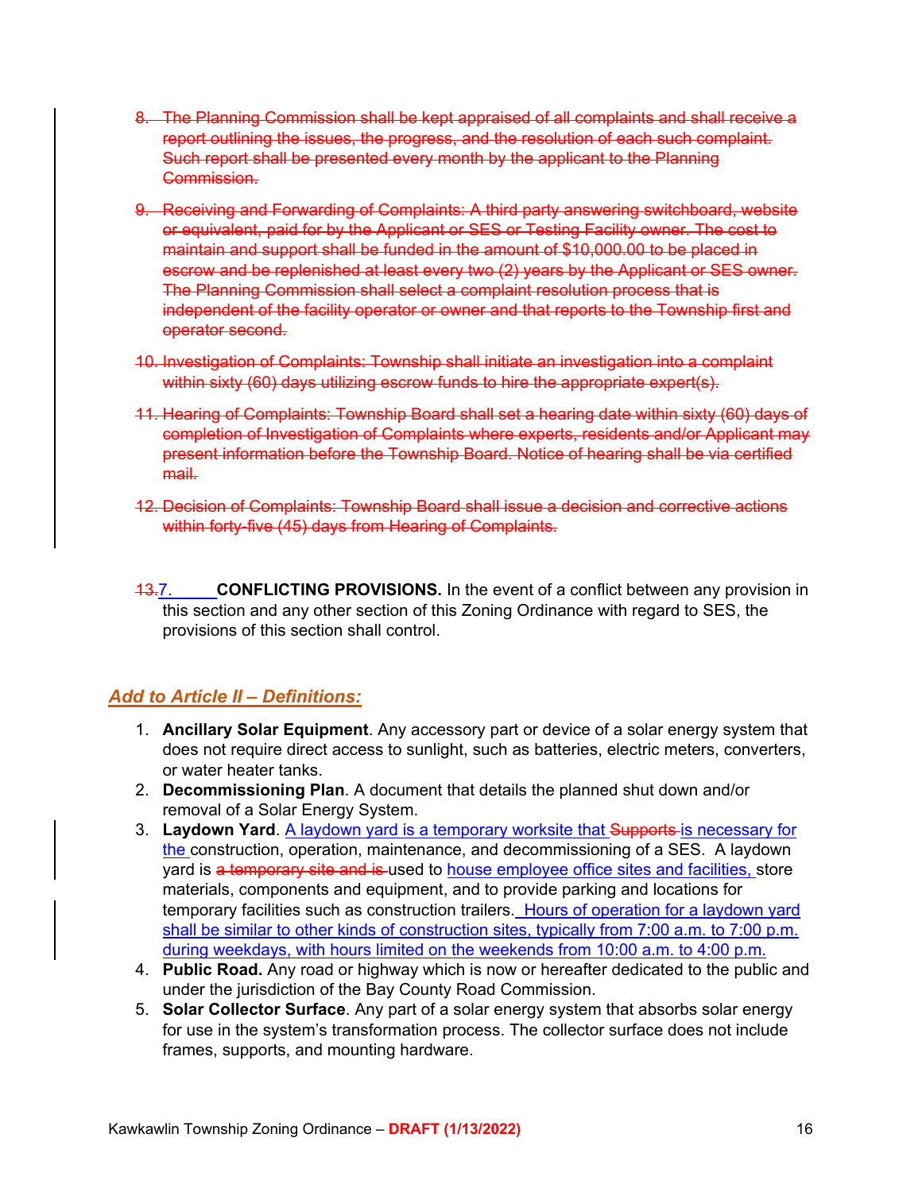8. ~~The Planning Commission shall be kept appraised of all complaints and shall receive a report outlining the issues, the progress, and the resolution of each such complaint. Such report shall be presented every month by the applicant to the Planning Commission.~~

9. ~~Receiving and Forwarding of Complaints: A third party answering switchboard, website or equivalent, paid for by the Applicant or SES or Testing Facility owner. The cost to maintain and support shall be funded in the amount of $10,000.00 to be placed in escrow and be replenished at least every two (2) years by the Applicant or SES owner. The Planning Commission shall select a complaint resolution process that is independent of the facility operator or owner and that reports to the Township first and operator second.~~

10. ~~Investigation of Complaints: Township shall initiate an investigation into a complaint within sixty (60) days utilizing escrow funds to hire the appropriate expert(s).~~

11. ~~Hearing of Complaints: Township Board shall set a hearing date within sixty (60) days of completion of Investigation of Complaints where experts, residents and/or Applicant may present information before the Township Board. Notice of hearing shall be via certified mail.~~

12. ~~Decision of Complaints: Township Board shall issue a decision and corrective actions within forty-five (45) days from Hearing of Complaints.~~

~~13.~~7. **CONFLICTING PROVISIONS.** In the event of a conflict between any provision in this section and any other section of this Zoning Ordinance with regard to SES, the provisions of this section shall control.

## ***Add to Article II – Definitions:***

1. **Ancillary Solar Equipment**. Any accessory part or device of a solar energy system that does not require direct access to sunlight, such as batteries, electric meters, converters, or water heater tanks.
2. **Decommissioning Plan**. A document that details the planned shut down and/or removal of a Solar Energy System.
3. **Laydown Yard**. A laydown yard is a temporary worksite that ~~Supports~~ is necessary for the construction, operation, maintenance, and decommissioning of a SES. A laydown yard is ~~a temporary site and is~~ used to house employee office sites and facilities, store materials, components and equipment, and to provide parking and locations for temporary facilities such as construction trailers. Hours of operation for a laydown yard shall be similar to other kinds of construction sites, typically from 7:00 a.m. to 7:00 p.m. during weekdays, with hours limited on the weekends from 10:00 a.m. to 4:00 p.m.
4. **Public Road.** Any road or highway which is now or hereafter dedicated to the public and under the jurisdiction of the Bay County Road Commission.
5. **Solar Collector Surface**. Any part of a solar energy system that absorbs solar energy for use in the system's transformation process. The collector surface does not include frames, supports, and mounting hardware.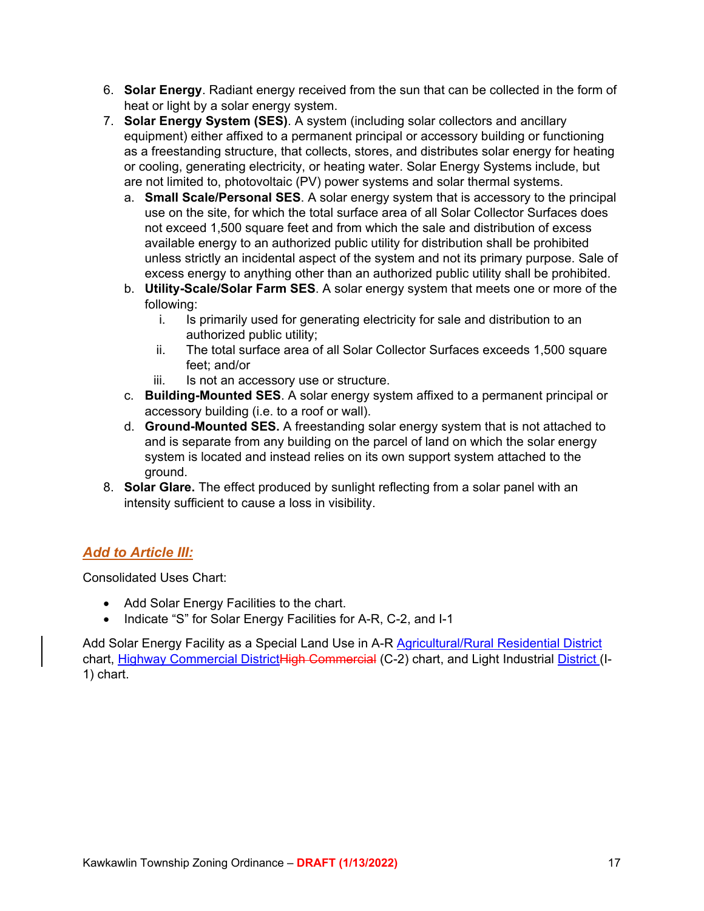6. **Solar Energy**. Radiant energy received from the sun that can be collected in the form of heat or light by a solar energy system.
7. **Solar Energy System (SES)**. A system (including solar collectors and ancillary equipment) either affixed to a permanent principal or accessory building or functioning as a freestanding structure, that collects, stores, and distributes solar energy for heating or cooling, generating electricity, or heating water. Solar Energy Systems include, but are not limited to, photovoltaic (PV) power systems and solar thermal systems.
   a. **Small Scale/Personal SES**. A solar energy system that is accessory to the principal use on the site, for which the total surface area of all Solar Collector Surfaces does not exceed 1,500 square feet and from which the sale and distribution of excess available energy to an authorized public utility for distribution shall be prohibited unless strictly an incidental aspect of the system and not its primary purpose. Sale of excess energy to anything other than an authorized public utility shall be prohibited.
   b. **Utility-Scale/Solar Farm SES**. A solar energy system that meets one or more of the following:
      i. Is primarily used for generating electricity for sale and distribution to an authorized public utility;
      ii. The total surface area of all Solar Collector Surfaces exceeds 1,500 square feet; and/or
      iii. Is not an accessory use or structure.
   c. **Building-Mounted SES**. A solar energy system affixed to a permanent principal or accessory building (i.e. to a roof or wall).
   d. **Ground-Mounted SES.** A freestanding solar energy system that is not attached to and is separate from any building on the parcel of land on which the solar energy system is located and instead relies on its own support system attached to the ground.
8. **Solar Glare.** The effect produced by sunlight reflecting from a solar panel with an intensity sufficient to cause a loss in visibility.

## *Add to Article III:*

Consolidated Uses Chart:

- Add Solar Energy Facilities to the chart.
- Indicate "S" for Solar Energy Facilities for A-R, C-2, and I-1

Add Solar Energy Facility as a Special Land Use in A-R Agricultural/Rural Residential District chart, Highway Commercial District~~High Commercial~~ (C-2) chart, and Light Industrial District (I-1) chart.